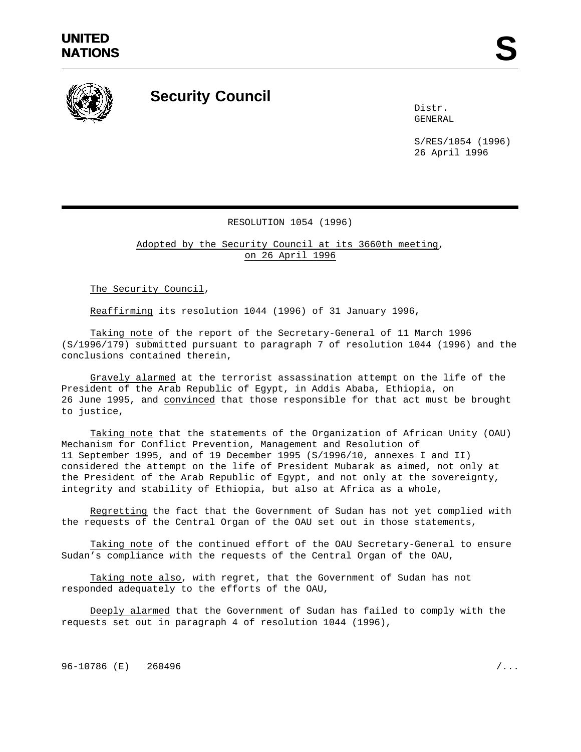UNITED NATIONS

# Security Council

Distr.
GENERAL

S/RES/1054 (1996)
26 April 1996

## RESOLUTION 1054 (1996)

Adopted by the Security Council at its 3660th meeting, on 26 April 1996

The Security Council,

Reaffirming its resolution 1044 (1996) of 31 January 1996,

Taking note of the report of the Secretary-General of 11 March 1996 (S/1996/179) submitted pursuant to paragraph 7 of resolution 1044 (1996) and the conclusions contained therein,

Gravely alarmed at the terrorist assassination attempt on the life of the President of the Arab Republic of Egypt, in Addis Ababa, Ethiopia, on 26 June 1995, and convinced that those responsible for that act must be brought to justice,

Taking note that the statements of the Organization of African Unity (OAU) Mechanism for Conflict Prevention, Management and Resolution of 11 September 1995, and of 19 December 1995 (S/1996/10, annexes I and II) considered the attempt on the life of President Mubarak as aimed, not only at the President of the Arab Republic of Egypt, and not only at the sovereignty, integrity and stability of Ethiopia, but also at Africa as a whole,

Regretting the fact that the Government of Sudan has not yet complied with the requests of the Central Organ of the OAU set out in those statements,

Taking note of the continued effort of the OAU Secretary-General to ensure Sudan's compliance with the requests of the Central Organ of the OAU,

Taking note also, with regret, that the Government of Sudan has not responded adequately to the efforts of the OAU,

Deeply alarmed that the Government of Sudan has failed to comply with the requests set out in paragraph 4 of resolution 1044 (1996),

96-10786 (E) 260496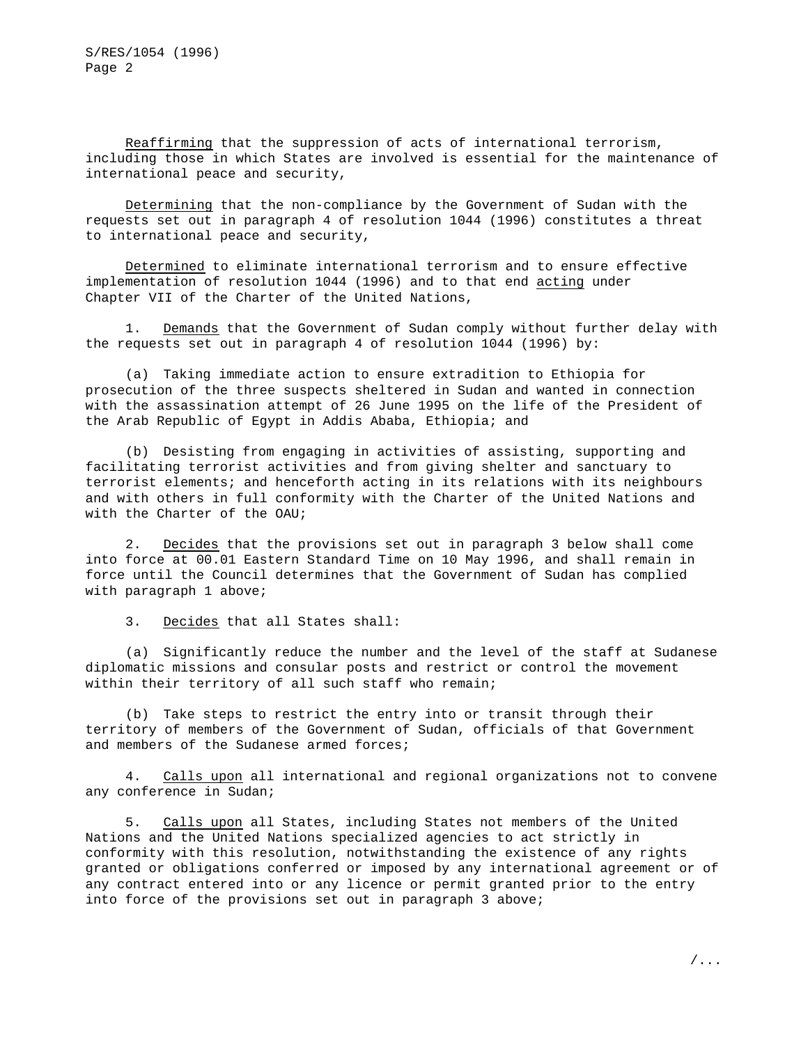*Reaffirming* that the suppression of acts of international terrorism, including those in which States are involved is essential for the maintenance of international peace and security,

*Determining* that the non-compliance by the Government of Sudan with the requests set out in paragraph 4 of resolution 1044 (1996) constitutes a threat to international peace and security,

*Determined* to eliminate international terrorism and to ensure effective implementation of resolution 1044 (1996) and to that end *acting* under Chapter VII of the Charter of the United Nations,

1. *Demands* that the Government of Sudan comply without further delay with the requests set out in paragraph 4 of resolution 1044 (1996) by:

(a) Taking immediate action to ensure extradition to Ethiopia for prosecution of the three suspects sheltered in Sudan and wanted in connection with the assassination attempt of 26 June 1995 on the life of the President of the Arab Republic of Egypt in Addis Ababa, Ethiopia; and

(b) Desisting from engaging in activities of assisting, supporting and facilitating terrorist activities and from giving shelter and sanctuary to terrorist elements; and henceforth acting in its relations with its neighbours and with others in full conformity with the Charter of the United Nations and with the Charter of the OAU;

2. *Decides* that the provisions set out in paragraph 3 below shall come into force at 00.01 Eastern Standard Time on 10 May 1996, and shall remain in force until the Council determines that the Government of Sudan has complied with paragraph 1 above;

3. *Decides* that all States shall:

(a) Significantly reduce the number and the level of the staff at Sudanese diplomatic missions and consular posts and restrict or control the movement within their territory of all such staff who remain;

(b) Take steps to restrict the entry into or transit through their territory of members of the Government of Sudan, officials of that Government and members of the Sudanese armed forces;

4. *Calls upon* all international and regional organizations not to convene any conference in Sudan;

5. *Calls upon* all States, including States not members of the United Nations and the United Nations specialized agencies to act strictly in conformity with this resolution, notwithstanding the existence of any rights granted or obligations conferred or imposed by any international agreement or of any contract entered into or any licence or permit granted prior to the entry into force of the provisions set out in paragraph 3 above;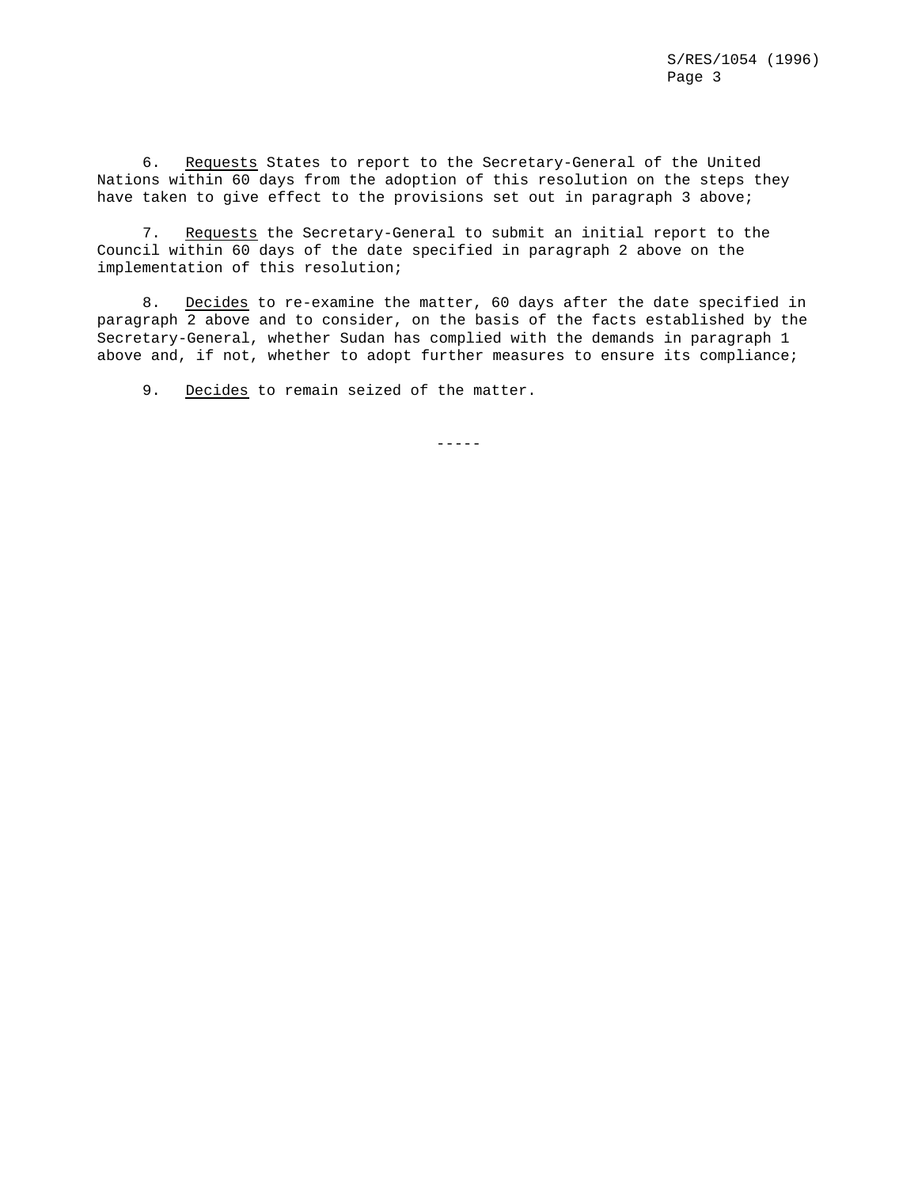6. _Requests_ States to report to the Secretary-General of the United Nations within 60 days from the adoption of this resolution on the steps they have taken to give effect to the provisions set out in paragraph 3 above;

7. _Requests_ the Secretary-General to submit an initial report to the Council within 60 days of the date specified in paragraph 2 above on the implementation of this resolution;

8. _Decides_ to re-examine the matter, 60 days after the date specified in paragraph 2 above and to consider, on the basis of the facts established by the Secretary-General, whether Sudan has complied with the demands in paragraph 1 above and, if not, whether to adopt further measures to ensure its compliance;

9. _Decides_ to remain seized of the matter.

-----